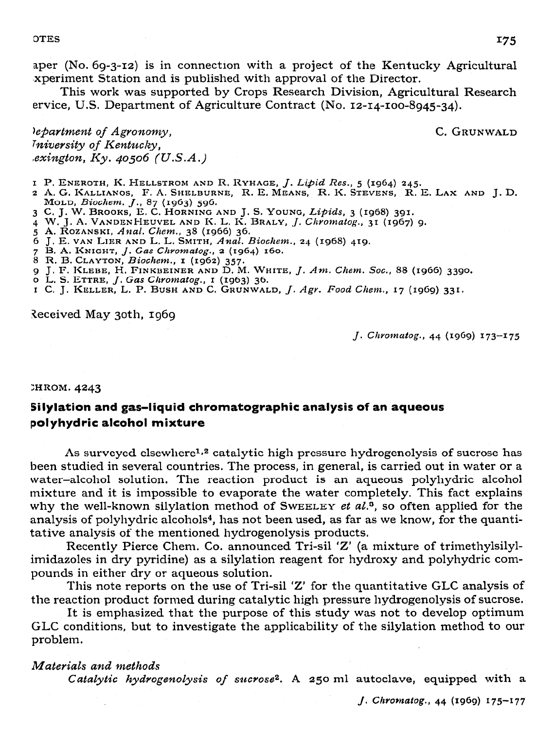aper (No. 69-3-12) is in connection with a project of the Kentucky Agricultural xperiment Station and is published with approval of the Director.

This work was supported by Crops Research Division, Agricultural Research ervice, U.S. Department of Agriculture Contract (No. 12-14-100-8945-34).

*)epartment of Agronomy,*
*Iniversity of Kentucky,*
*.exington, Ky. 40506 (U.S.A.)*

C. GRUNWALD

1 P. ENEROTH, K. HELLSTROM AND R. RYHAGE, *J. Lipid Res.*, 5 (1964) 245.
2 A. G. KALLIANOS, F. A. SHELBURNE, R. E. MEANS, R. K. STEVENS, R. E. LAX AND J. D. MOLD, *Biochem. J.*, 87 (1963) 596.
3 C. J. W. BROOKS, E. C. HORNING AND J. S. YOUNG, *Lipids*, 3 (1968) 391.
4 W. J. A. VANDENHEUVEL AND K. L. K. BRALY, *J. Chromatog.*, 31 (1967) 9.
5 A. ROZANSKI, *Anal. Chem.*, 38 (1966) 36.
6 J. E. VAN LIER AND L. L. SMITH, *Anal. Biochem.*, 24 (1968) 419.
7 B. A. KNIGHT, *J. Gas Chromatog.*, 2 (1964) 160.
8 R. B. CLAYTON, *Biochem.*, 1 (1962) 357.
9 J. F. KLEBE, H. FINKBEINER AND D. M. WHITE, *J. Am. Chem. Soc.*, 88 (1966) 3390.
o L. S. ETTRE, *J. Gas Chromatog.*, 1 (1963) 36.
1 C. J. KELLER, L. P. BUSH AND C. GRUNWALD, *J. Agr. Food Chem.*, 17 (1969) 331.

Received May 30th, 1969

CHROM. 4243

## Silylation and gas-liquid chromatographic analysis of an aqueous polyhydric alcohol mixture

As surveyed elsewhere[1,2] catalytic high pressure hydrogenolysis of sucrose has been studied in several countries. The process, in general, is carried out in water or a water-alcohol solution. The reaction product is an aqueous polyhydric alcohol mixture and it is impossible to evaporate the water completely. This fact explains why the well-known silylation method of SWEELEY *et al.*[3], so often applied for the analysis of polyhydric alcohols[4], has not been used, as far as we know, for the quantitative analysis of the mentioned hydrogenolysis products.

Recently Pierce Chem. Co. announced Tri-sil 'Z' (a mixture of trimethylsilylimidazoles in dry pyridine) as a silylation reagent for hydroxy and polyhydric compounds in either dry or aqueous solution.

This note reports on the use of Tri-sil 'Z' for the quantitative GLC analysis of the reaction product formed during catalytic high pressure hydrogenolysis of sucrose.

It is emphasized that the purpose of this study was not to develop optimum GLC conditions, but to investigate the applicability of the silylation method to our problem.

### *Materials and methods*

*Catalytic hydrogenolysis of sucrose*[2]. A 250 ml autoclave, equipped with a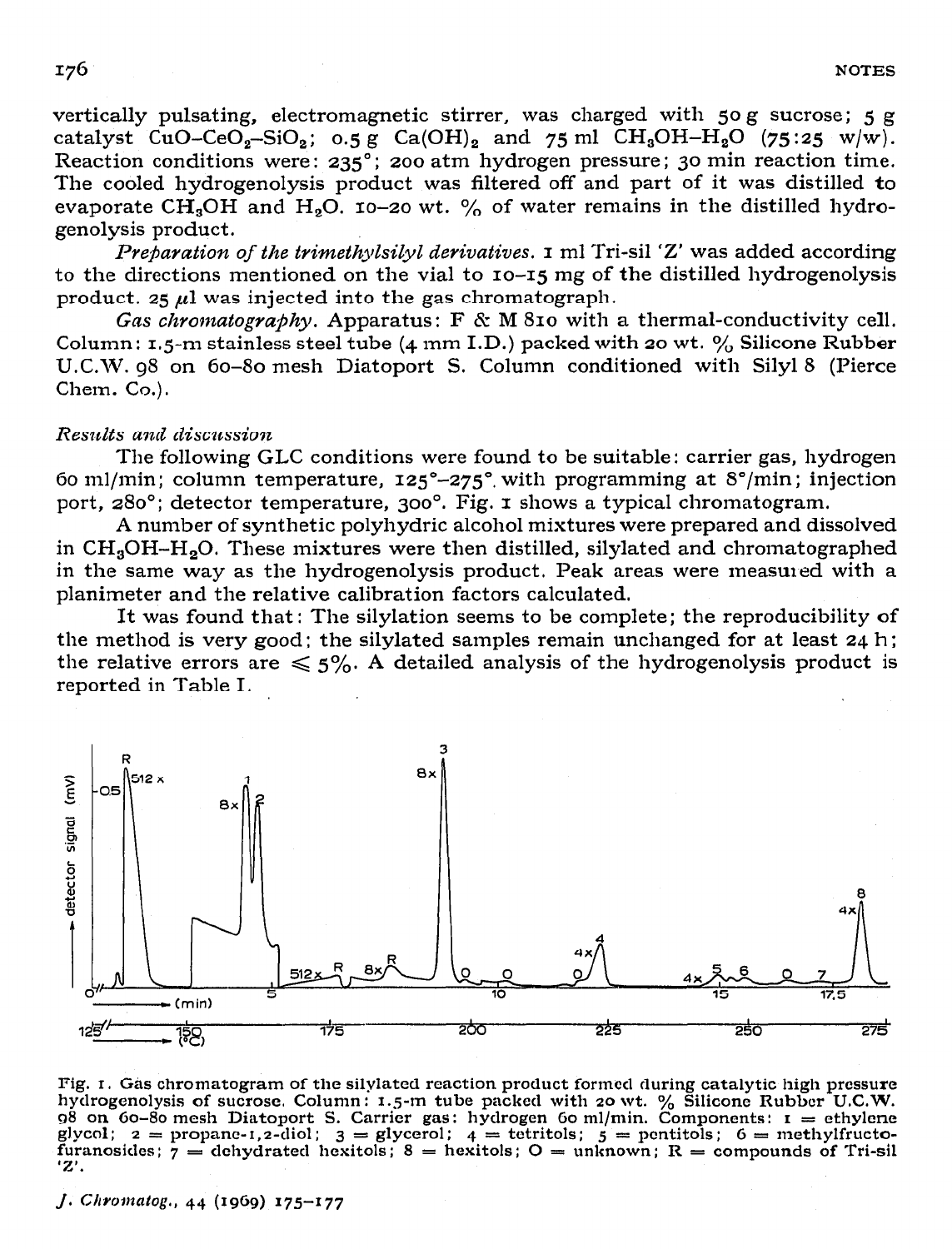vertically pulsating, electromagnetic stirrer, was charged with 50 g sucrose; 5 g catalyst $CuO-CeO_2-SiO_2$; 0.5 g $Ca(OH)_2$ and 75 ml $CH_3OH-H_2O$ (75:25 w/w). Reaction conditions were: 235°; 200 atm hydrogen pressure; 30 min reaction time. The cooled hydrogenolysis product was filtered off and part of it was distilled to evaporate $CH_3OH$ and $H_2O$. 10–20 wt. % of water remains in the distilled hydrogenolysis product.

*Preparation of the trimethylsilyl derivatives.* 1 ml Tri-sil 'Z' was added according to the directions mentioned on the vial to 10–15 mg of the distilled hydrogenolysis product. 25 $\mu$l was injected into the gas chromatograph.

*Gas chromatography.* Apparatus: F & M 810 with a thermal-conductivity cell. Column: 1.5-m stainless steel tube (4 mm I.D.) packed with 20 wt. % Silicone Rubber U.C.W. 98 on 60–80 mesh Diatoport S. Column conditioned with Silyl 8 (Pierce Chem. Co.).

## *Results and discussion*

The following GLC conditions were found to be suitable: carrier gas, hydrogen 60 ml/min; column temperature, 125°–275° with programming at 8°/min; injection port, 280°; detector temperature, 300°. Fig. 1 shows a typical chromatogram.

A number of synthetic polyhydric alcohol mixtures were prepared and dissolved in $CH_3OH-H_2O$. These mixtures were then distilled, silylated and chromatographed in the same way as the hydrogenolysis product. Peak areas were measured with a planimeter and the relative calibration factors calculated.

It was found that: The silylation seems to be complete; the reproducibility of the method is very good; the silylated samples remain unchanged for at least 24 h; the relative errors are $\leqslant 5\%$. A detailed analysis of the hydrogenolysis product is reported in Table I.

Fig. 1. Gas chromatogram of the silylated reaction product formed during catalytic high pressure hydrogenolysis of sucrose. Column: 1.5-m tube packed with 20 wt. % Silicone Rubber U.C.W. 98 on 60–80 mesh Diatoport S. Carrier gas: hydrogen 60 ml/min. Components: 1 = ethylene glycol; 2 = propane-1,2-diol; 3 = glycerol; 4 = tetritols; 5 = pentitols; 6 = methylfructofuranosides; 7 = dehydrated hexitols; 8 = hexitols; O = unknown; R = compounds of Tri-sil 'Z'.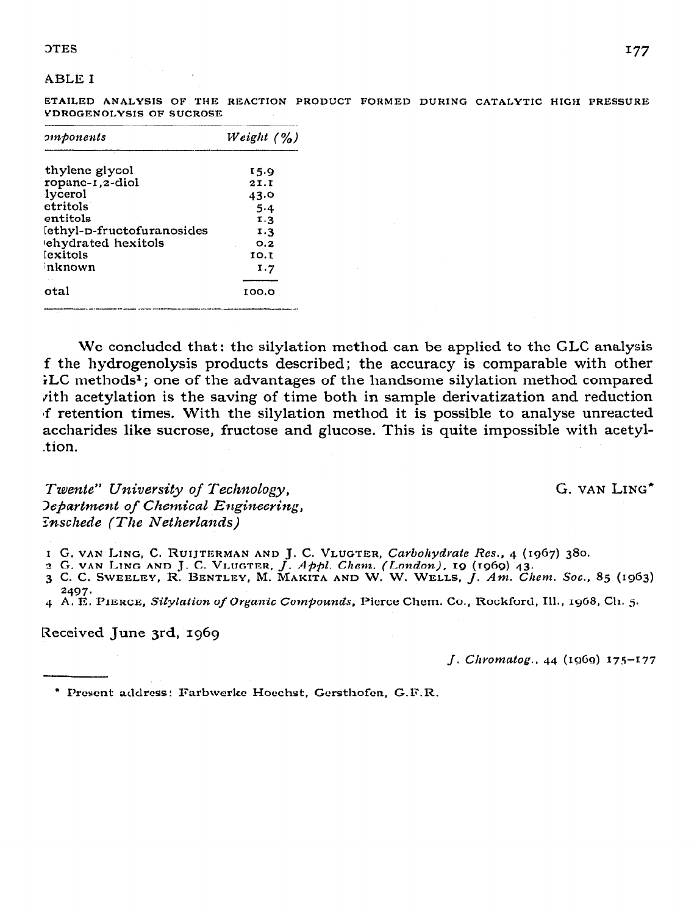ABLE I

ETAILED ANALYSIS OF THE REACTION PRODUCT FORMED DURING CATALYTIC HIGH PRESSURE YDROGENOLYSIS OF SUCROSE

| omponents | Weight (%) |
|---|---|
| thylene glycol | 15.9 |
| ropane-1,2-diol | 21.1 |
| lycerol | 43.0 |
| etritols | 5.4 |
| entitols | 1.3 |
| [ethyl-D-fructofuranosides | 1.3 |
| ehydrated hexitols | 0.2 |
| [exitols | 10.1 |
| nknown | 1.7 |
| otal | 100.0 |

We concluded that: the silylation method can be applied to the GLC analysis f the hydrogenolysis products described; the accuracy is comparable with other ;LC methods[1]; one of the advantages of the handsome silylation method compared ith acetylation is the saving of time both in sample derivatization and reduction f retention times. With the silylation method it is possible to analyse unreacted accharides like sucrose, fructose and glucose. This is quite impossible with acetyl- tion.

*Twente" University of Technology,*
*Department of Chemical Engineering,*
*Enschede (The Netherlands)*

G. VAN LING*

1 G. VAN LING, C. RUIJTERMAN AND J. C. VLUGTER, *Carbohydrate Res.*, 4 (1967) 380.
2 G. VAN LING AND J. C. VLUGTER, *J. Appl. Chem. (London)*, 19 (1969) 43.
3 C. C. SWEELEY, R. BENTLEY, M. MAKITA AND W. W. WELLS, *J. Am. Chem. Soc.*, 85 (1963) 2497.
4 A. E. PIERCE, *Silylation of Organic Compounds*, Pierce Chem. Co., Rockford, Ill., 1968, Ch. 5.

Received June 3rd, 1969

* Present address: Farbwerke Hoechst, Gersthofen, G.F.R.